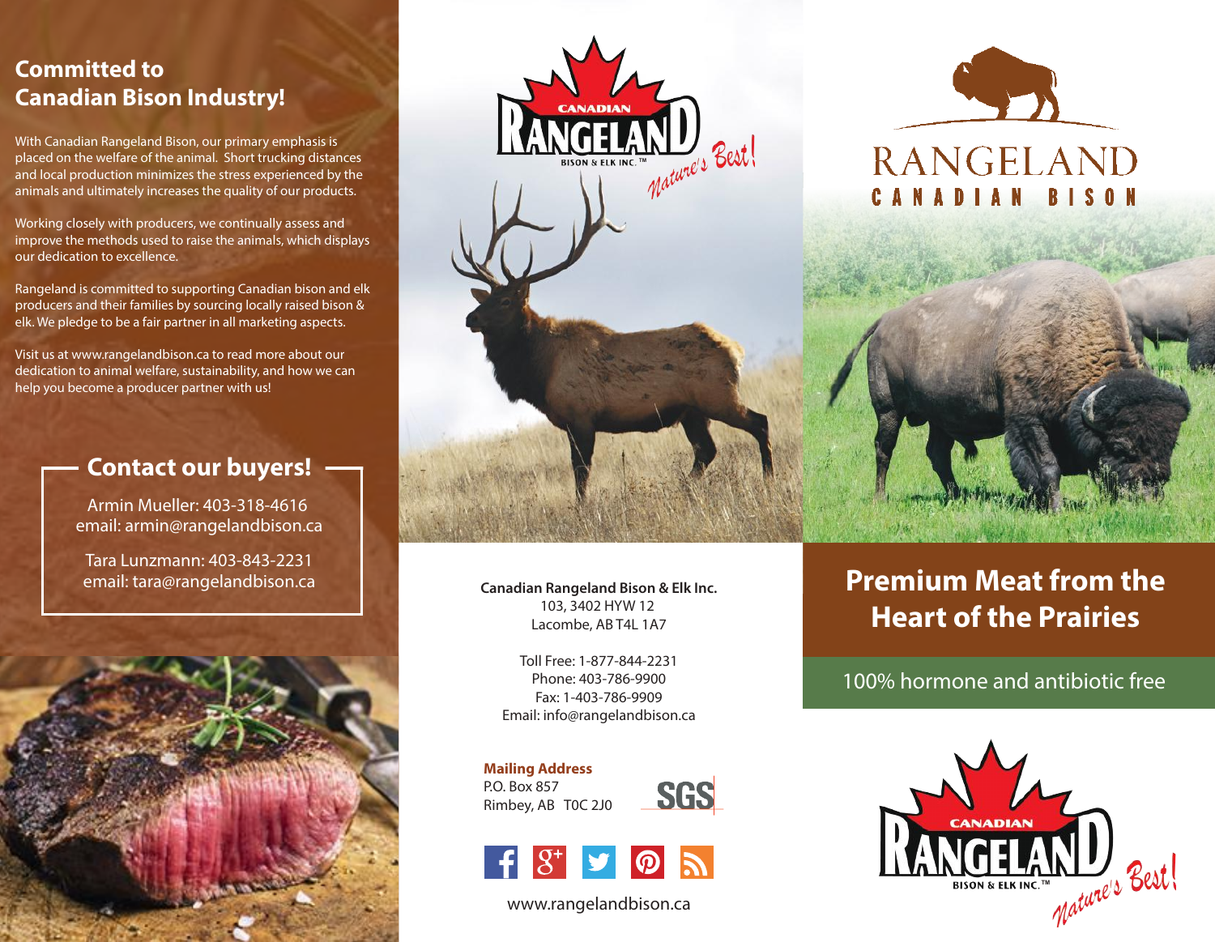## Committed to Canadian Bison Industry!

With Canadian Rangeland Bison, our primary emphasis is placed on the welfare of the animal. Short trucking distances and local production minimizes the stress experienced by the animals and ultimately increases the quality of our products.

Working closely with producers, we continually assess and improve the methods used to raise the animals, which displays our dedication to excellence.

Rangeland is committed to supporting Canadian bison and elk producers and their families by sourcing locally raised bison & elk. We pledge to be a fair partner in all marketing aspects.

Visit us at www.rangelandbison.ca to read more about our dedication to animal welfare, sustainability, and how we can help you become a producer partner with us!

### Contact our buyers!

Armin Mueller: 403-318-4616
email: armin@rangelandbison.ca

Tara Lunzmann: 403-843-2231
email: tara@rangelandbison.ca

CANADIAN RANGELAND BISON & ELK INC.™ *Nature's Best!*

**Canadian Rangeland Bison & Elk Inc.**
103, 3402 HYW 12
Lacombe, AB T4L 1A7

Toll Free: 1-877-844-2231
Phone: 403-786-9900
Fax: 1-403-786-9909
Email: info@rangelandbison.ca

**Mailing Address**
P.O. Box 857
Rimbey, AB T0C 2J0

SGS

www.rangelandbison.ca

# RANGELAND
## CANADIAN BISON

## Premium Meat from the Heart of the Prairies

100% hormone and antibiotic free

CANADIAN RANGELAND BISON & ELK INC.™ *Nature's Best!*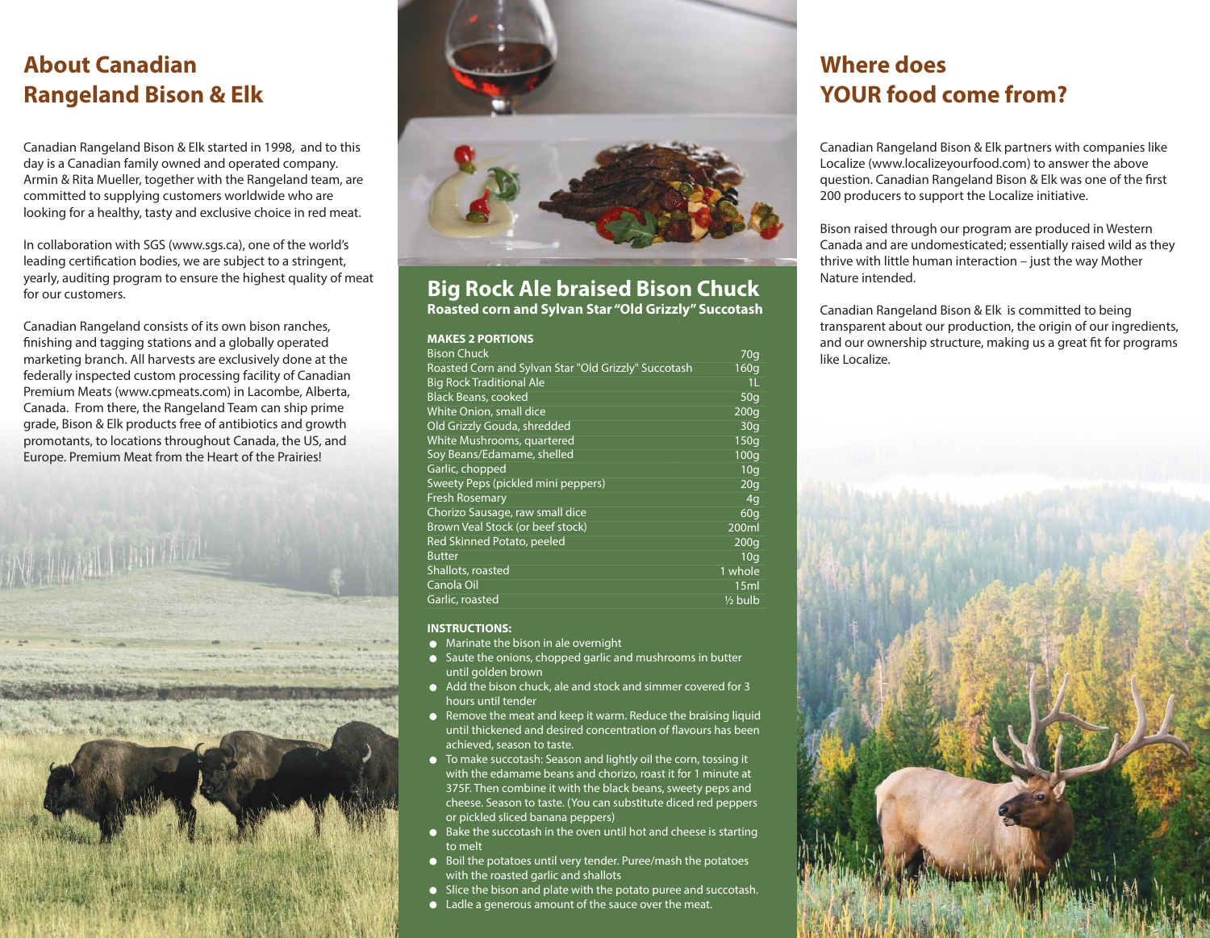## About Canadian Rangeland Bison & Elk

Canadian Rangeland Bison & Elk started in 1998, and to this day is a Canadian family owned and operated company. Armin & Rita Mueller, together with the Rangeland team, are committed to supplying customers worldwide who are looking for a healthy, tasty and exclusive choice in red meat.

In collaboration with SGS (www.sgs.ca), one of the world's leading certification bodies, we are subject to a stringent, yearly, auditing program to ensure the highest quality of meat for our customers.

Canadian Rangeland consists of its own bison ranches, finishing and tagging stations and a globally operated marketing branch. All harvests are exclusively done at the federally inspected custom processing facility of Canadian Premium Meats (www.cpmeats.com) in Lacombe, Alberta, Canada. From there, the Rangeland Team can ship prime grade, Bison & Elk products free of antibiotics and growth promotants, to locations throughout Canada, the US, and Europe. Premium Meat from the Heart of the Prairies!

## Big Rock Ale braised Bison Chuck

**Roasted corn and Sylvan Star "Old Grizzly" Succotash**

**MAKES 2 PORTIONS**

| | |
|---|---|
| Bison Chuck | 70g |
| Roasted Corn and Sylvan Star "Old Grizzly" Succotash | 160g |
| Big Rock Traditional Ale | 1L |
| Black Beans, cooked | 50g |
| White Onion, small dice | 200g |
| Old Grizzly Gouda, shredded | 30g |
| White Mushrooms, quartered | 150g |
| Soy Beans/Edamame, shelled | 100g |
| Garlic, chopped | 10g |
| Sweety Peps (pickled mini peppers) | 20g |
| Fresh Rosemary | 4g |
| Chorizo Sausage, raw small dice | 60g |
| Brown Veal Stock (or beef stock) | 200ml |
| Red Skinned Potato, peeled | 200g |
| Butter | 10g |
| Shallots, roasted | 1 whole |
| Canola Oil | 15ml |
| Garlic, roasted | ½ bulb |

**INSTRUCTIONS:**

- Marinate the bison in ale overnight
- Saute the onions, chopped garlic and mushrooms in butter until golden brown
- Add the bison chuck, ale and stock and simmer covered for 3 hours until tender
- Remove the meat and keep it warm. Reduce the braising liquid until thickened and desired concentration of flavours has been achieved, season to taste.
- To make succotash: Season and lightly oil the corn, tossing it with the edamame beans and chorizo, roast it for 1 minute at 375F. Then combine it with the black beans, sweety peps and cheese. Season to taste. (You can substitute diced red peppers or pickled sliced banana peppers)
- Bake the succotash in the oven until hot and cheese is starting to melt
- Boil the potatoes until very tender. Puree/mash the potatoes with the roasted garlic and shallots
- Slice the bison and plate with the potato puree and succotash.
- Ladle a generous amount of the sauce over the meat.

## Where does YOUR food come from?

Canadian Rangeland Bison & Elk partners with companies like Localize (www.localizeyourfood.com) to answer the above question. Canadian Rangeland Bison & Elk was one of the first 200 producers to support the Localize initiative.

Bison raised through our program are produced in Western Canada and are undomesticated; essentially raised wild as they thrive with little human interaction – just the way Mother Nature intended.

Canadian Rangeland Bison & Elk is committed to being transparent about our production, the origin of our ingredients, and our ownership structure, making us a great fit for programs like Localize.